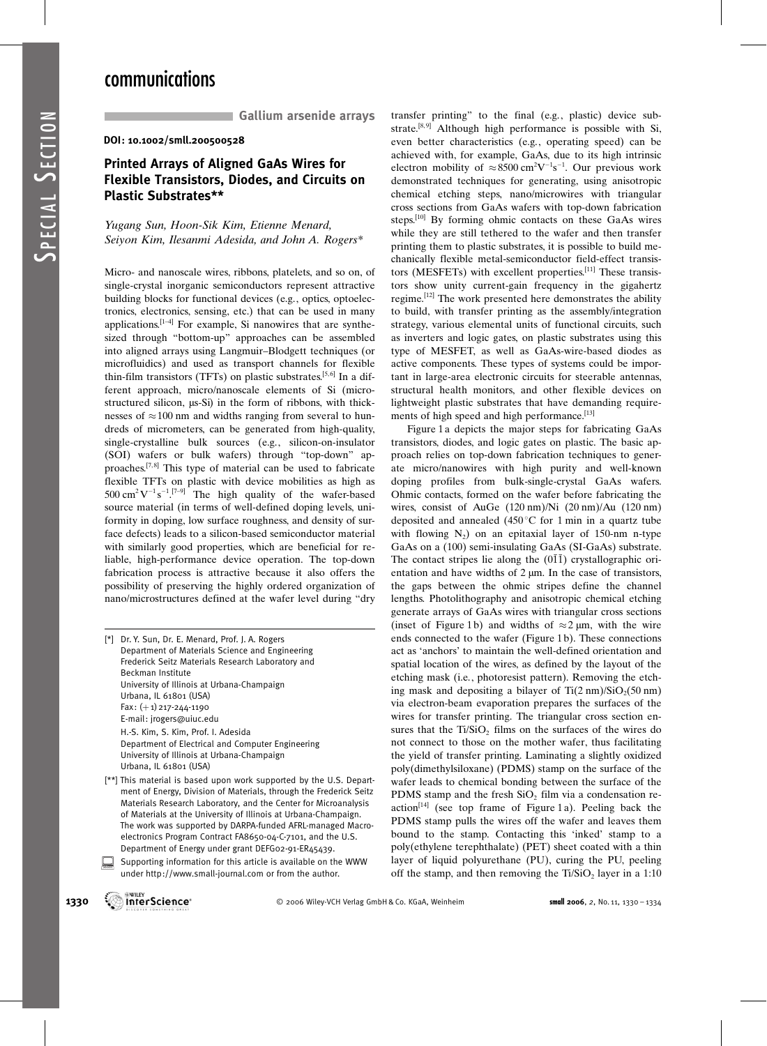**Gallium arsenide arrays**

**DOI: 10.1002/smll.200500528**

## Printed Arrays of Aligned GaAs Wires for Flexible Transistors, Diodes, and Circuits on Plastic Substrates[**]

*Yugang Sun, Hoon-Sik Kim, Etienne Menard, Seiyon Kim, Ilesanmi Adesida, and John A. Rogers**

Micro- and nanoscale wires, ribbons, platelets, and so on, of single-crystal inorganic semiconductors represent attractive building blocks for functional devices (e.g., optics, optoelectronics, electronics, sensing, etc.) that can be used in many applications.[1–4] For example, Si nanowires that are synthesized through "bottom-up" approaches can be assembled into aligned arrays using Langmuir–Blodgett techniques (or microfluidics) and used as transport channels for flexible thin-film transistors (TFTs) on plastic substrates.[5,6] In a different approach, micro/nanoscale elements of Si (microstructured silicon, μs-Si) in the form of ribbons, with thicknesses of $\approx 100$ nm and widths ranging from several to hundreds of micrometers, can be generated from high-quality, single-crystalline bulk sources (e.g., silicon-on-insulator (SOI) wafers or bulk wafers) through "top-down" approaches.[7,8] This type of material can be used to fabricate flexible TFTs on plastic with device mobilities as high as $500\ cm^2 V^{-1} s^{-1}$.[7–9] The high quality of the wafer-based source material (in terms of well-defined doping levels, uniformity in doping, low surface roughness, and density of surface defects) leads to a silicon-based semiconductor material with similarly good properties, which are beneficial for reliable, high-performance device operation. The top-down fabrication process is attractive because it also offers the possibility of preserving the highly ordered organization of nano/microstructures defined at the wafer level during "dry transfer printing" to the final (e.g., plastic) device substrate.[8,9] Although high performance is possible with Si, even better characteristics (e.g., operating speed) can be achieved with, for example, GaAs, due to its high intrinsic electron mobility of $\approx 8500\ cm^2 V^{-1} s^{-1}$. Our previous work demonstrated techniques for generating, using anisotropic chemical etching steps, nano/microwires with triangular cross sections from GaAs wafers with top-down fabrication steps.[10] By forming ohmic contacts on these GaAs wires while they are still tethered to the wafer and then transfer printing them to plastic substrates, it is possible to build mechanically flexible metal-semiconductor field-effect transistors (MESFETs) with excellent properties.[11] These transistors show unity current-gain frequency in the gigahertz regime.[12] The work presented here demonstrates the ability to build, with transfer printing as the assembly/integration strategy, various elemental units of functional circuits, such as inverters and logic gates, on plastic substrates using this type of MESFET, as well as GaAs-wire-based diodes as active components. These types of systems could be important in large-area electronic circuits for steerable antennas, structural health monitors, and other flexible devices on lightweight plastic substrates that have demanding requirements of high speed and high performance.[13]

Figure 1a depicts the major steps for fabricating GaAs transistors, diodes, and logic gates on plastic. The basic approach relies on top-down fabrication techniques to generate micro/nanowires with high purity and well-known doping profiles from bulk-single-crystal GaAs wafers. Ohmic contacts, formed on the wafer before fabricating the wires, consist of AuGe (120 nm)/Ni (20 nm)/Au (120 nm) deposited and annealed (450 °C for 1 min in a quartz tube with flowing $N_2$) on an epitaxial layer of 150-nm n-type GaAs on a (100) semi-insulating GaAs (SI-GaAs) substrate. The contact stripes lie along the $(0\bar{1}\bar{1})$ crystallographic orientation and have widths of 2 μm. In the case of transistors, the gaps between the ohmic stripes define the channel lengths. Photolithography and anisotropic chemical etching generate arrays of GaAs wires with triangular cross sections (inset of Figure 1b) and widths of $\approx 2$ μm, with the wire ends connected to the wafer (Figure 1b). These connections act as 'anchors' to maintain the well-defined orientation and spatial location of the wires, as defined by the layout of the etching mask (i.e., photoresist pattern). Removing the etching mask and depositing a bilayer of Ti(2 nm)/$SiO_2$(50 nm) via electron-beam evaporation prepares the surfaces of the wires for transfer printing. The triangular cross section ensures that the Ti/$SiO_2$ films on the surfaces of the wires do not connect to those on the mother wafer, thus facilitating the yield of transfer printing. Laminating a slightly oxidized poly(dimethylsiloxane) (PDMS) stamp on the surface of the wafer leads to chemical bonding between the surface of the PDMS stamp and the fresh $SiO_2$ film via a condensation reaction[14] (see top frame of Figure 1a). Peeling back the PDMS stamp pulls the wires off the wafer and leaves them bound to the stamp. Contacting this 'inked' stamp to a poly(ethylene terephthalate) (PET) sheet coated with a thin layer of liquid polyurethane (PU), curing the PU, peeling off the stamp, and then removing the Ti/$SiO_2$ layer in a 1:10

---

[*] Dr. Y. Sun, Dr. E. Menard, Prof. J. A. Rogers
Department of Materials Science and Engineering
Frederick Seitz Materials Research Laboratory and
Beckman Institute
University of Illinois at Urbana-Champaign
Urbana, IL 61801 (USA)
Fax: (+1) 217-244-1190
E-mail: jrogers@uiuc.edu

H.-S. Kim, S. Kim, Prof. I. Adesida
Department of Electrical and Computer Engineering
University of Illinois at Urbana-Champaign
Urbana, IL 61801 (USA)

[**] This material is based upon work supported by the U.S. Department of Energy, Division of Materials, through the Frederick Seitz Materials Research Laboratory, and the Center for Microanalysis of Materials at the University of Illinois at Urbana-Champaign. The work was supported by DARPA-funded AFRL-managed Macroelectronics Program Contract FA8650-04-C-7101, and the U.S. Department of Energy under grant DEFG02-91-ER45439.

Supporting information for this article is available on the WWW under http://www.small-journal.com or from the author.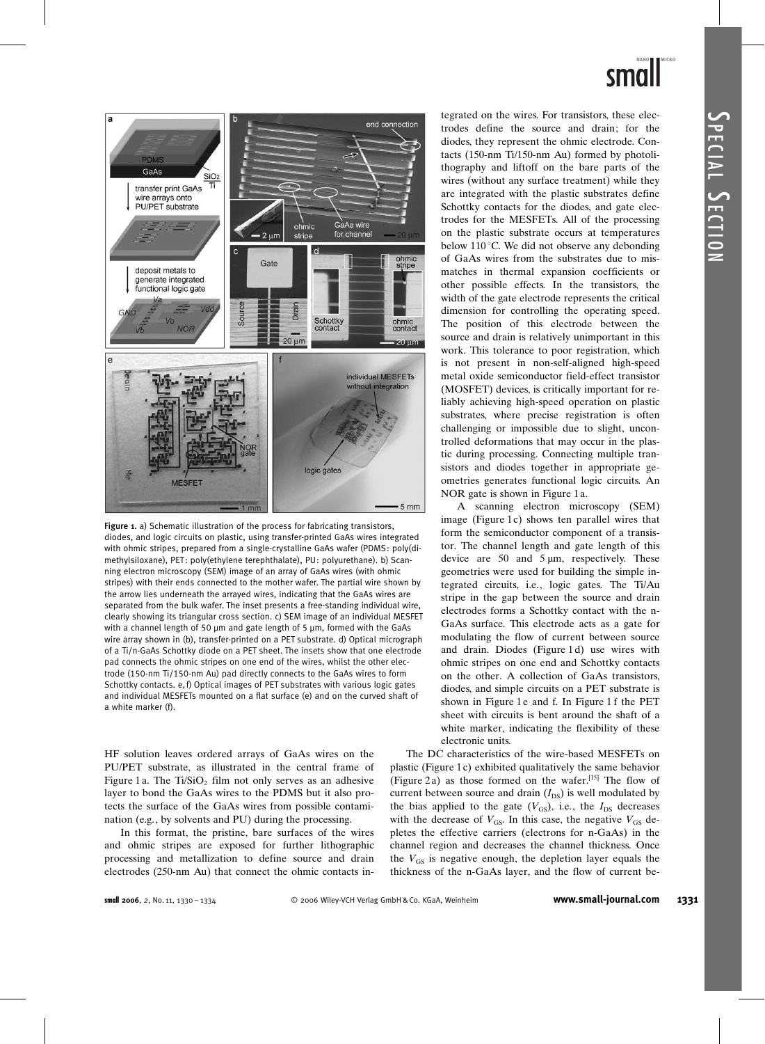Figure 1. a) Schematic illustration of the process for fabricating transistors, diodes, and logic circuits on plastic, using transfer-printed GaAs wires integrated with ohmic stripes, prepared from a single-crystalline GaAs wafer (PDMS: poly(dimethylsiloxane), PET: poly(ethylene terephthalate), PU: polyurethane). b) Scanning electron microscopy (SEM) image of an array of GaAs wires (with ohmic stripes) with their ends connected to the mother wafer. The partial wire shown by the arrow lies underneath the arrayed wires, indicating that the GaAs wires are separated from the bulk wafer. The inset presents a free-standing individual wire, clearly showing its triangular cross section. c) SEM image of an individual MESFET with a channel length of 50 μm and gate length of 5 μm, formed with the GaAs wire array shown in (b), transfer-printed on a PET substrate. d) Optical micrograph of a Ti/n-GaAs Schottky diode on a PET sheet. The insets show that one electrode pad connects the ohmic stripes on one end of the wires, whilst the other electrode (150-nm Ti/150-nm Au) pad directly connects to the GaAs wires to form Schottky contacts. e, f) Optical images of PET substrates with various logic gates and individual MESFETs mounted on a flat surface (e) and on the curved shaft of a white marker (f).

HF solution leaves ordered arrays of GaAs wires on the PU/PET substrate, as illustrated in the central frame of Figure 1a. The Ti/$SiO_2$ film not only serves as an adhesive layer to bond the GaAs wires to the PDMS but it also protects the surface of the GaAs wires from possible contamination (e.g., by solvents and PU) during the processing.

In this format, the pristine, bare surfaces of the wires and ohmic stripes are exposed for further lithographic processing and metallization to define source and drain electrodes (250-nm Au) that connect the ohmic contacts integrated on the wires. For transistors, these electrodes define the source and drain; for the diodes, they represent the ohmic electrode. Contacts (150-nm Ti/150-nm Au) formed by photolithography and liftoff on the bare parts of the wires (without any surface treatment) while they are integrated with the plastic substrates define Schottky contacts for the diodes, and gate electrodes for the MESFETs. All of the processing on the plastic substrate occurs at temperatures below 110 °C. We did not observe any debonding of GaAs wires from the substrates due to mismatches in thermal expansion coefficients or other possible effects. In the transistors, the width of the gate electrode represents the critical dimension for controlling the operating speed. The position of this electrode between the source and drain is relatively unimportant in this work. This tolerance to poor registration, which is not present in non-self-aligned high-speed metal oxide semiconductor field-effect transistor (MOSFET) devices, is critically important for reliably achieving high-speed operation on plastic substrates, where precise registration is often challenging or impossible due to slight, uncontrolled deformations that may occur in the plastic during processing. Connecting multiple transistors and diodes together in appropriate geometries generates functional logic circuits. An NOR gate is shown in Figure 1a.

A scanning electron microscopy (SEM) image (Figure 1c) shows ten parallel wires that form the semiconductor component of a transistor. The channel length and gate length of this device are 50 and 5 μm, respectively. These geometries were used for building the simple integrated circuits, i.e., logic gates. The Ti/Au stripe in the gap between the source and drain electrodes forms a Schottky contact with the n-GaAs surface. This electrode acts as a gate for modulating the flow of current between source and drain. Diodes (Figure 1d) use wires with ohmic stripes on one end and Schottky contacts on the other. A collection of GaAs transistors, diodes, and simple circuits on a PET substrate is shown in Figure 1e and f. In Figure 1f the PET sheet with circuits is bent around the shaft of a white marker, indicating the flexibility of these electronic units.

The DC characteristics of the wire-based MESFETs on plastic (Figure 1c) exhibited qualitatively the same behavior (Figure 2a) as those formed on the wafer.[15] The flow of current between source and drain ($I_{DS}$) is well modulated by the bias applied to the gate ($V_{GS}$), i.e., the $I_{DS}$ decreases with the decrease of $V_{GS}$. In this case, the negative $V_{GS}$ depletes the effective carriers (electrons for n-GaAs) in the channel region and decreases the channel thickness. Once the $V_{GS}$ is negative enough, the depletion layer equals the thickness of the n-GaAs layer, and the flow of current be-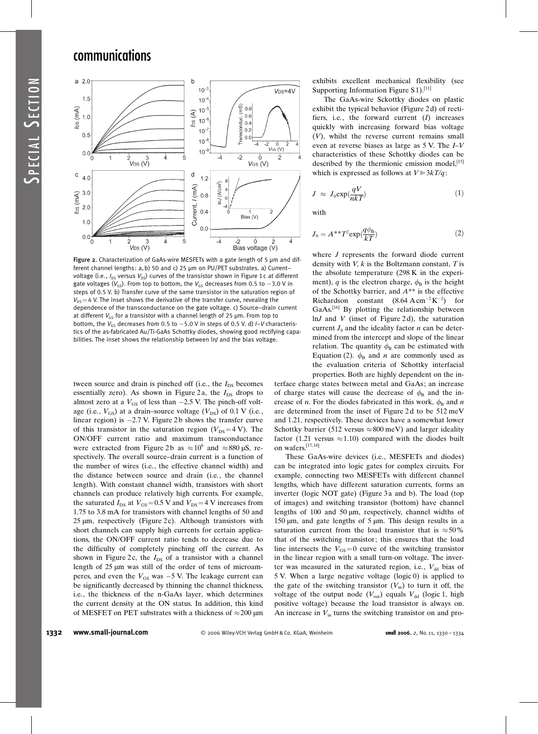Figure 2. Characterization of GaAs-wire MESFETs with a gate length of 5 μm and different channel lengths: a, b) 50 and c) 25 μm on PU/PET substrates. a) Current–voltage (i.e., $I_{DS}$ versus $V_{DS}$) curves of the transistor shown in Figure 1c at different gate voltages ($V_{GS}$). From top to bottom, the $V_{GS}$ decreases from 0.5 to −3.0 V in steps of 0.5 V. b) Transfer curve of the same transistor in the saturation region of $V_{DS} = 4$ V. The inset shows the derivative of the transfer curve, revealing the dependence of the transconductance on the gate voltage. c) Source–drain current at different $V_{GS}$ for a transistor with a channel length of 25 μm. From top to bottom, the $V_{GS}$ decreases from 0.5 to −5.0 V in steps of 0.5 V. d) $I$–$V$ characteristics of the as-fabricated Au/Ti-GaAs Schottky diodes, showing good rectifying capabilities. The inset shows the relationship between ln$J$ and the bias voltage.

tween source and drain is pinched off (i.e., the $I_{DS}$ becomes essentially zero). As shown in Figure 2a, the $I_{DS}$ drops to almost zero at a $V_{GS}$ of less than −2.5 V. The pinch-off voltage (i.e., $V_{GS}$) at a drain–source voltage ($V_{DS}$) of 0.1 V (i.e., linear region) is −2.7 V. Figure 2b shows the transfer curve of this transistor in the saturation region ($V_{DS} = 4$ V). The ON/OFF current ratio and maximum transconductance were extracted from Figure 2b as $\approx 10^6$ and $\approx 880$ μS, respectively. The overall source–drain current is a function of the number of wires (i.e., the effective channel width) and the distance between source and drain (i.e., the channel length). With constant channel width, transistors with short channels can produce relatively high currents. For example, the saturated $I_{DS}$ at $V_{GS} = 0.5$ V and $V_{DS} = 4$ V increases from 1.75 to 3.8 mA for transistors with channel lengths of 50 and 25 μm, respectively (Figure 2c). Although transistors with short channels can supply high currents for certain applications, the ON/OFF current ratio tends to decrease due to the difficulty of completely pinching off the current. As shown in Figure 2c, the $I_{DS}$ of a transistor with a channel length of 25 μm was still of the order of tens of microamperes, and even the $V_{GS}$ was −5 V. The leakage current can be significantly decreased by thinning the channel thickness, i.e., the thickness of the n-GaAs layer, which determines the current density at the ON status. In addition, this kind of MESFET on PET substrates with a thickness of $\approx 200$ μm exhibits excellent mechanical flexibility (see Supporting Information Figure S1).[11]

The GaAs-wire Sckottky diodes on plastic exhibit the typical behavior (Figure 2d) of rectifiers, i.e., the forward current ($I$) increases quickly with increasing forward bias voltage ($V$), whilst the reverse current remains small even at reverse biases as large as 5 V. The $I$–$V$ characteristics of these Schottky diodes can be described by the thermionic emission model,[15] which is expressed as follows at $V \gg 3kT/q$:

$$J \approx J_0 \exp\left(\frac{qV}{nkT}\right) \tag{1}$$

with

$$J_0 = A^{**}T^2 \exp\left(\frac{q\phi_B}{kT}\right) \tag{2}$$

where $J$ represents the forward diode current density with $V$, $k$ is the Boltzmann constant, $T$ is the absolute temperature (298 K in the experiment), $q$ is the electron charge, $\phi_B$ is the height of the Schottky barrier, and $A^{**}$ is the effective Richardson constant (8.64 A cm$^{-2}$K$^{-2}$) for GaAs.[16] By plotting the relationship between ln$J$ and $V$ (inset of Figure 2d), the saturation current $J_0$ and the ideality factor $n$ can be determined from the intercept and slope of the linear relation. The quantity $\phi_B$ can be estimated with Equation (2). $\phi_B$ and $n$ are commonly used as the evaluation criteria of Schottky interfacial properties. Both are highly dependent on the interface charge states between metal and GaAs; an increase of charge states will cause the decrease of $\phi_B$ and the increase of $n$. For the diodes fabricated in this work, $\phi_B$ and $n$ are determined from the inset of Figure 2d to be 512 meV and 1.21, respectively. These devices have a somewhat lower Schottky barrier (512 versus $\approx 800$ meV) and larger ideality factor (1.21 versus $\approx 1.10$) compared with the diodes built on wafers.[17,18]

These GaAs-wire devices (i.e., MESFETs and diodes) can be integrated into logic gates for complex circuits. For example, connecting two MESFETs with different channel lengths, which have different saturation currents, forms an inverter (logic NOT gate) (Figure 3a and b). The load (top of images) and switching transistor (bottom) have channel lengths of 100 and 50 μm, respectively, channel widths of 150 μm, and gate lengths of 5 μm. This design results in a saturation current from the load transistor that is $\approx 50$% that of the switching transistor; this ensures that the load line intersects the $V_{GS} = 0$ curve of the switching transistor in the linear region with a small turn-on voltage. The inverter was measured in the saturated region, i.e., $V_{dd}$ bias of 5 V. When a large negative voltage (logic 0) is applied to the gate of the switching transistor ($V_{in}$) to turn it off, the voltage of the output node ($V_{out}$) equals $V_{dd}$ (logic 1, high positive voltage) because the load transistor is always on. An increase in $V_{in}$ turns the switching transistor on and pro-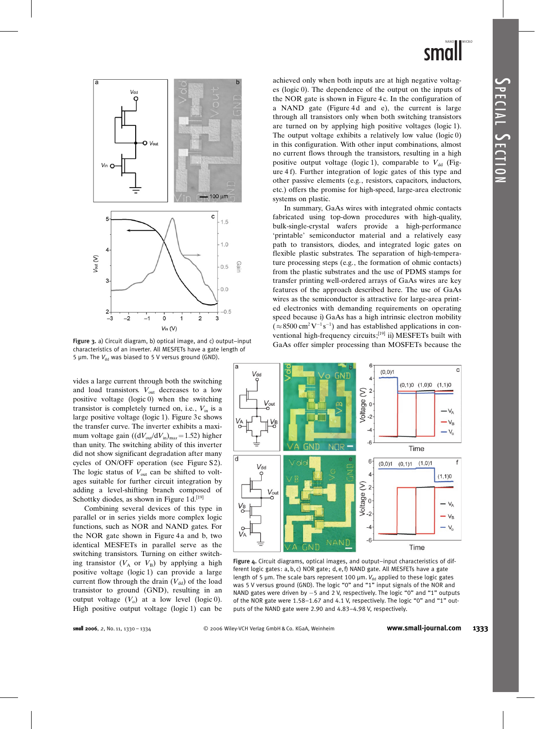Figure 3. a) Circuit diagram, b) optical image, and c) output–input characteristics of an inverter. All MESFETs have a gate length of 5 µm. The $V_{dd}$ was biased to 5 V versus ground (GND).

vides a large current through both the switching and load transistors. $V_{out}$ decreases to a low positive voltage (logic 0) when the switching transistor is completely turned on, i.e., $V_{in}$ is a large positive voltage (logic 1). Figure 3c shows the transfer curve. The inverter exhibits a maximum voltage gain ($(dV_{out}/dV_{in})_{max} = 1.52$) higher than unity. The switching ability of this inverter did not show significant degradation after many cycles of ON/OFF operation (see Figure S2). The logic status of $V_{out}$ can be shifted to voltages suitable for further circuit integration by adding a level-shifting branch composed of Schottky diodes, as shown in Figure 1d.[19]

Combining several devices of this type in parallel or in series yields more complex logic functions, such as NOR and NAND gates. For the NOR gate shown in Figure 4a and b, two identical MESFETs in parallel serve as the switching transistors. Turning on either switching transistor ($V_A$ or $V_B$) by applying a large positive voltage (logic 1) can provide a large current flow through the drain ($V_{dd}$) of the load transistor to ground (GND), resulting in an output voltage ($V_o$) at a low level (logic 0). High positive output voltage (logic 1) can be achieved only when both inputs are at high negative voltages (logic 0). The dependence of the output on the inputs of the NOR gate is shown in Figure 4c. In the configuration of a NAND gate (Figure 4d and e), the current is large through all transistors only when both switching transistors are turned on by applying high positive voltages (logic 1). The output voltage exhibits a relatively low value (logic 0) in this configuration. With other input combinations, almost no current flows through the transistors, resulting in a high positive output voltage (logic 1), comparable to $V_{dd}$ (Figure 4f). Further integration of logic gates of this type and other passive elements (e.g., resistors, capacitors, inductors, etc.) offers the promise for high-speed, large-area electronic systems on plastic.

In summary, GaAs wires with integrated ohmic contacts fabricated using top-down procedures with high-quality, bulk-single-crystal wafers provide a high-performance 'printable' semiconductor material and a relatively easy path to transistors, diodes, and integrated logic gates on flexible plastic substrates. The separation of high-temperature processing steps (e.g., the formation of ohmic contacts) from the plastic substrates and the use of PDMS stamps for transfer printing well-ordered arrays of GaAs wires are key features of the approach described here. The use of GaAs wires as the semiconductor is attractive for large-area printed electronics with demanding requirements on operating speed because i) GaAs has a high intrinsic electron mobility ($\approx 8500\ cm^2 V^{-1} s^{-1}$) and has established applications in conventional high-frequency circuits;[19] ii) MESFETs built with GaAs offer simpler processing than MOSFETs because the

Figure 4. Circuit diagrams, optical images, and output–input characteristics of different logic gates: a, b, c) NOR gate; d, e, f) NAND gate. All MESFETs have a gate length of 5 µm. The scale bars represent 100 µm. $V_{dd}$ applied to these logic gates was 5 V versus ground (GND). The logic "0" and "1" input signals of the NOR and NAND gates were driven by −5 and 2 V, respectively. The logic "0" and "1" outputs of the NOR gate were 1.58–1.67 and 4.1 V, respectively. The logic "0" and "1" outputs of the NAND gate were 2.90 and 4.83–4.98 V, respectively.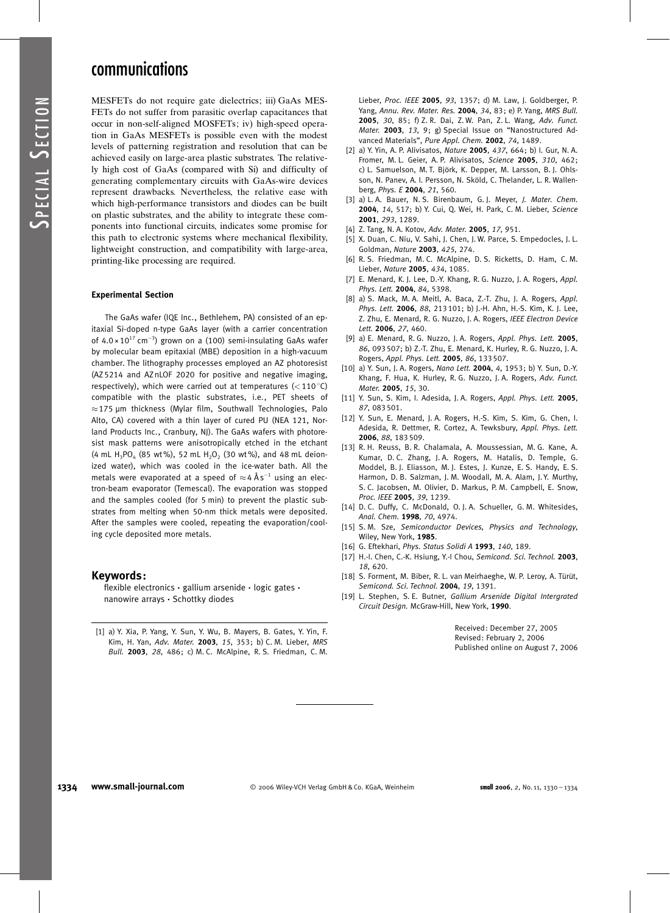MESFETs do not require gate dielectrics; iii) GaAs MESFETs do not suffer from parasitic overlap capacitances that occur in non-self-aligned MOSFETs; iv) high-speed operation in GaAs MESFETs is possible even with the modest levels of patterning registration and resolution that can be achieved easily on large-area plastic substrates. The relatively high cost of GaAs (compared with Si) and difficulty of generating complementary circuits with GaAs-wire devices represent drawbacks. Nevertheless, the relative ease with which high-performance transistors and diodes can be built on plastic substrates, and the ability to integrate these components into functional circuits, indicates some promise for this path to electronic systems where mechanical flexibility, lightweight construction, and compatibility with large-area, printing-like processing are required.

### Experimental Section

The GaAs wafer (IQE Inc., Bethlehem, PA) consisted of an epitaxial Si-doped n-type GaAs layer (with a carrier concentration of $4.0\times10^{17}\,\mathrm{cm}^{-3}$) grown on a (100) semi-insulating GaAs wafer by molecular beam epitaxial (MBE) deposition in a high-vacuum chamber. The lithography processes employed an AZ photoresist (AZ5214 and AZnLOF 2020 for positive and negative imaging, respectively), which were carried out at temperatures ($<110\,^{\circ}\mathrm{C}$) compatible with the plastic substrates, i.e., PET sheets of $\approx 175\,\mu\mathrm{m}$ thickness (Mylar film, Southwall Technologies, Palo Alto, CA) covered with a thin layer of cured PU (NEA 121, Norland Products Inc., Cranbury, NJ). The GaAs wafers with photoresist mask patterns were anisotropically etched in the etchant (4 mL $H_3PO_4$ (85 wt%), 52 mL $H_2O_2$ (30 wt%), and 48 mL deionized water), which was cooled in the ice-water bath. All the metals were evaporated at a speed of $\approx 4\,\text{Å}\,\mathrm{s}^{-1}$ using an electron-beam evaporator (Temescal). The evaporation was stopped and the samples cooled (for 5 min) to prevent the plastic substrates from melting when 50-nm thick metals were deposited. After the samples were cooled, repeating the evaporation/cooling cycle deposited more metals.

## Keywords:

flexible electronics · gallium arsenide · logic gates · nanowire arrays · Schottky diodes

[1] a) Y. Xia, P. Yang, Y. Sun, Y. Wu, B. Mayers, B. Gates, Y. Yin, F. Kim, H. Yan, *Adv. Mater.* **2003**, *15*, 353; b) C. M. Lieber, *MRS Bull.* **2003**, *28*, 486; c) M. C. McAlpine, R. S. Friedman, C. M. Lieber, *Proc. IEEE* **2005**, *93*, 1357; d) M. Law, J. Goldberger, P. Yang, *Annu. Rev. Mater. Res.* **2004**, *34*, 83; e) P. Yang, *MRS Bull.* **2005**, *30*, 85; f) Z. R. Dai, Z. W. Pan, Z. L. Wang, *Adv. Funct. Mater.* **2003**, *13*, 9; g) Special Issue on "Nanostructured Advanced Materials", *Pure Appl. Chem.* **2002**, *74*, 1489.

[2] a) Y. Yin, A. P. Alivisatos, *Nature* **2005**, *437*, 664; b) I. Gur, N. A. Fromer, M. L. Geier, A. P. Alivisatos, *Science* **2005**, *310*, 462; c) L. Samuelson, M. T. Björk, K. Depper, M. Larsson, B. J. Ohlsson, N. Panev, A. I. Persson, N. Sköld, C. Thelander, L. R. Wallenberg, *Phys. E* **2004**, *21*, 560.

[3] a) L. A. Bauer, N. S. Birenbaum, G. J. Meyer, *J. Mater. Chem.* **2004**, *14*, 517; b) Y. Cui, Q. Wei, H. Park, C. M. Lieber, *Science* **2001**, *293*, 1289.

[4] Z. Tang, N. A. Kotov, *Adv. Mater.* **2005**, *17*, 951.

[5] X. Duan, C. Niu, V. Sahi, J. Chen, J. W. Parce, S. Empedocles, J. L. Goldman, *Nature* **2003**, *425*, 274.

[6] R. S. Friedman, M. C. McAlpine, D. S. Ricketts, D. Ham, C. M. Lieber, *Nature* **2005**, *434*, 1085.

[7] E. Menard, K. J. Lee, D.-Y. Khang, R. G. Nuzzo, J. A. Rogers, *Appl. Phys. Lett.* **2004**, *84*, 5398.

[8] a) S. Mack, M. A. Meitl, A. Baca, Z.-T. Zhu, J. A. Rogers, *Appl. Phys. Lett.* **2006**, *88*, 213101; b) J.-H. Ahn, H.-S. Kim, K. J. Lee, Z. Zhu, E. Menard, R. G. Nuzzo, J. A. Rogers, *IEEE Electron Device Lett.* **2006**, *27*, 460.

[9] a) E. Menard, R. G. Nuzzo, J. A. Rogers, *Appl. Phys. Lett.* **2005**, *86*, 093507; b) Z.-T. Zhu, E. Menard, K. Hurley, R. G. Nuzzo, J. A. Rogers, *Appl. Phys. Lett.* **2005**, *86*, 133507.

[10] a) Y. Sun, J. A. Rogers, *Nano Lett.* **2004**, *4*, 1953; b) Y. Sun, D.-Y. Khang, F. Hua, K. Hurley, R. G. Nuzzo, J. A. Rogers, *Adv. Funct. Mater.* **2005**, *15*, 30.

[11] Y. Sun, S. Kim, I. Adesida, J. A. Rogers, *Appl. Phys. Lett.* **2005**, *87*, 083501.

[12] Y. Sun, E. Menard, J. A. Rogers, H.-S. Kim, S. Kim, G. Chen, I. Adesida, R. Dettmer, R. Cortez, A. Tewksbury, *Appl. Phys. Lett.* **2006**, *88*, 183509.

[13] R. H. Reuss, B. R. Chalamala, A. Moussessian, M. G. Kane, A. Kumar, D. C. Zhang, J. A. Rogers, M. Hatalis, D. Temple, G. Moddel, B. J. Eliasson, M. J. Estes, J. Kunze, E. S. Handy, E. S. Harmon, D. B. Salzman, J. M. Woodall, M. A. Alam, J. Y. Murthy, S. C. Jacobsen, M. Olivier, D. Markus, P. M. Campbell, E. Snow, *Proc. IEEE* **2005**, *39*, 1239.

[14] D. C. Duffy, C. McDonald, O. J. A. Schueller, G. M. Whitesides, *Anal. Chem.* **1998**, *70*, 4974.

[15] S. M. Sze, *Semiconductor Devices, Physics and Technology*, Wiley, New York, **1985**.

[16] G. Eftekhari, *Phys. Status Solidi A* **1993**, *140*, 189.

[17] H.-I. Chen, C.-K. Hsiung, Y.-I Chou, *Semicond. Sci. Technol.* **2003**, *18*, 620.

[18] S. Forment, M. Biber, R. L. van Meirhaeghe, W. P. Leroy, A. Türüt, *Semicond. Sci. Technol.* **2004**, *19*, 1391.

[19] L. Stephen, S. E. Butner, *Gallium Arsenide Digital Intergrated Circuit Design.* McGraw-Hill, New York, **1990**.

Received: December 27, 2005
Revised: February 2, 2006
Published online on August 7, 2006